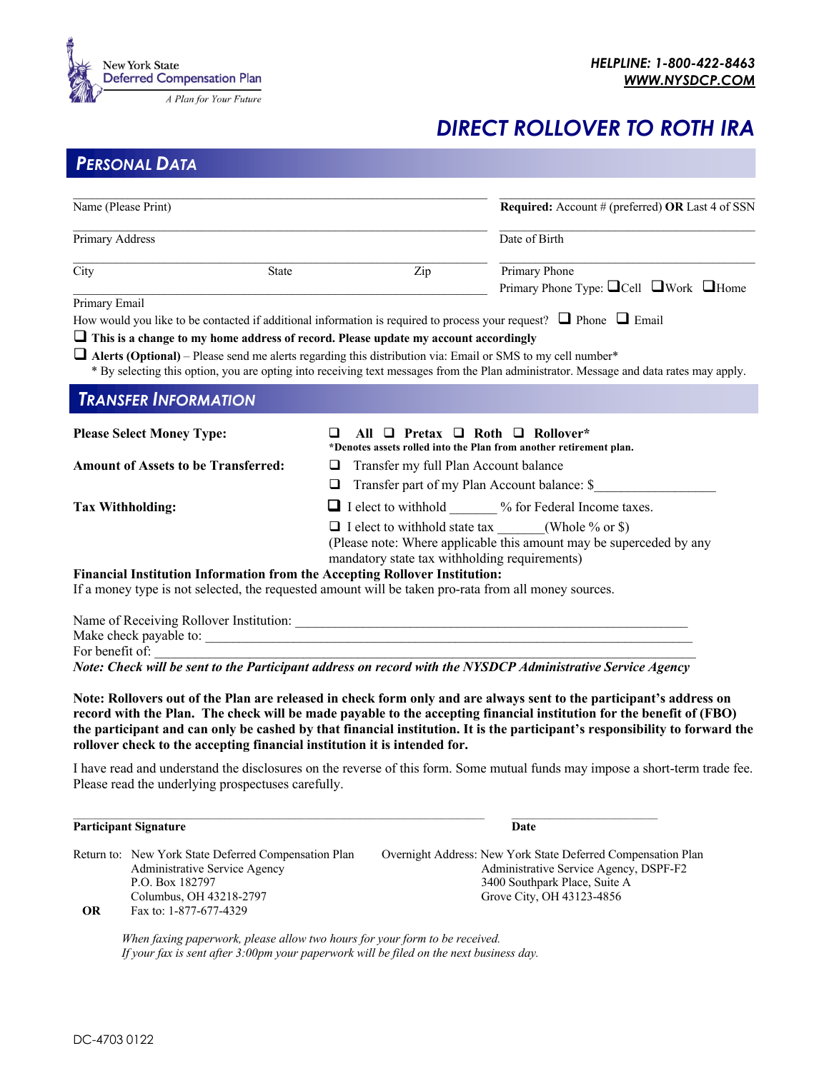New York State
Deferred Compensation Plan
*A Plan for Your Future*

***HELPLINE: 1-800-422-8463***
***WWW.NYSDCP.COM***

# DIRECT ROLLOVER TO ROTH IRA

## PERSONAL DATA

| | |
|---|---|
| Name (Please Print) | **Required:** Account # (preferred) **OR** Last 4 of SSN |
| Primary Address | Date of Birth |
| City State Zip | Primary Phone<br>Primary Phone Type: ❑ Cell ❑ Work ❑ Home |
| Primary Email | |

How would you like to be contacted if additional information is required to process your request? ❑ Phone ❑ Email

❑ **This is a change to my home address of record. Please update my account accordingly**

❑ **Alerts (Optional)** – Please send me alerts regarding this distribution via: Email or SMS to my cell number*
\* By selecting this option, you are opting into receiving text messages from the Plan administrator. Message and data rates may apply.

## TRANSFER INFORMATION

**Please Select Money Type:** ❑ **All** ❑ **Pretax** ❑ **Roth** ❑ **Rollover***
**\*Denotes assets rolled into the Plan from another retirement plan.**

**Amount of Assets to be Transferred:**
❑ Transfer my full Plan Account balance
❑ Transfer part of my Plan Account balance: $_________________

**Tax Withholding:**
❑ I elect to withhold _______ % for Federal Income taxes.
❑ I elect to withhold state tax _______(Whole % or $)
(Please note: Where applicable this amount may be superceded by any mandatory state tax withholding requirements)

**Financial Institution Information from the Accepting Rollover Institution:**
If a money type is not selected, the requested amount will be taken pro-rata from all money sources.

Name of Receiving Rollover Institution: _______________________________________________
Make check payable to: _______________________________________________
For benefit of: _______________________________________________
***Note: Check will be sent to the Participant address on record with the NYSDCP Administrative Service Agency***

**Note: Rollovers out of the Plan are released in check form only and are always sent to the participant's address on record with the Plan. The check will be made payable to the accepting financial institution for the benefit of (FBO) the participant and can only be cashed by that financial institution. It is the participant's responsibility to forward the rollover check to the accepting financial institution it is intended for.**

I have read and understand the disclosures on the reverse of this form. Some mutual funds may impose a short-term trade fee. Please read the underlying prospectuses carefully.

_______________________________________________ ________________________
**Participant Signature** **Date**

Return to: New York State Deferred Compensation Plan
Administrative Service Agency
P.O. Box 182797
Columbus, OH 43218-2797

**OR** Fax to: 1-877-677-4329

Overnight Address: New York State Deferred Compensation Plan
Administrative Service Agency, DSPF-F2
3400 Southpark Place, Suite A
Grove City, OH 43123-4856

*When faxing paperwork, please allow two hours for your form to be received.*
*If your fax is sent after 3:00pm your paperwork will be filed on the next business day.*

DC-4703 0122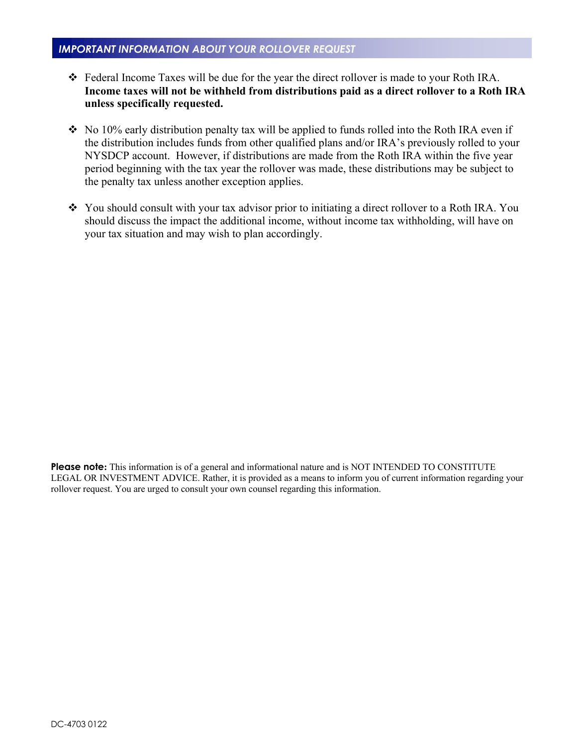## *IMPORTANT INFORMATION ABOUT YOUR ROLLOVER REQUEST*

- Federal Income Taxes will be due for the year the direct rollover is made to your Roth IRA. **Income taxes will not be withheld from distributions paid as a direct rollover to a Roth IRA unless specifically requested.**

- No 10% early distribution penalty tax will be applied to funds rolled into the Roth IRA even if the distribution includes funds from other qualified plans and/or IRA's previously rolled to your NYSDCP account. However, if distributions are made from the Roth IRA within the five year period beginning with the tax year the rollover was made, these distributions may be subject to the penalty tax unless another exception applies.

- You should consult with your tax advisor prior to initiating a direct rollover to a Roth IRA. You should discuss the impact the additional income, without income tax withholding, will have on your tax situation and may wish to plan accordingly.

**Please note:** This information is of a general and informational nature and is NOT INTENDED TO CONSTITUTE LEGAL OR INVESTMENT ADVICE. Rather, it is provided as a means to inform you of current information regarding your rollover request. You are urged to consult your own counsel regarding this information.

DC-4703 0122